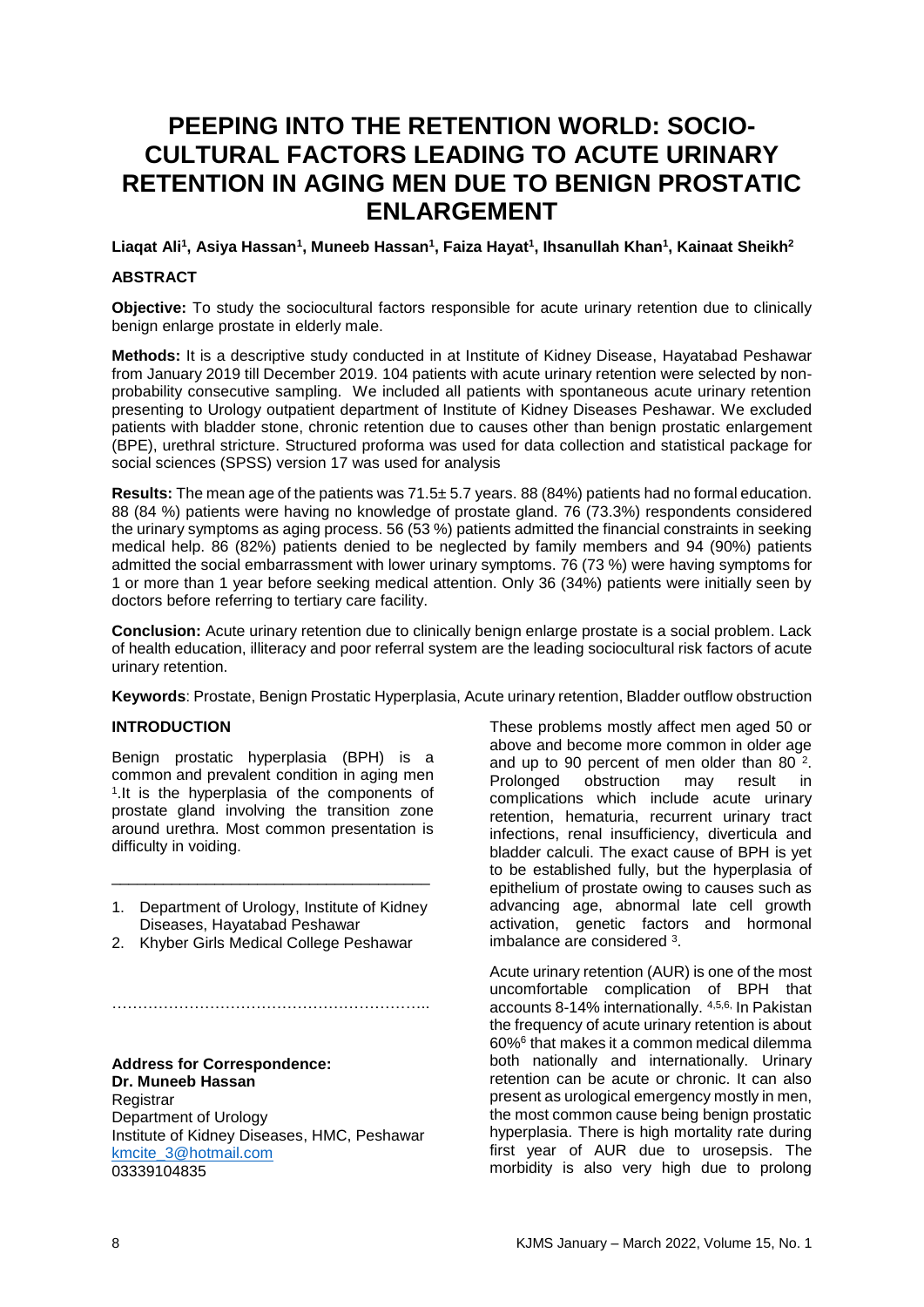# PEEPING INTO THE RETENTION WORLD: SOCIO-CULTURAL FACTORS LEADING TO ACUTE URINARY RETENTION IN AGING MEN DUE TO BENIGN PROSTATIC ENLARGEMENT

**Liaqat Ali[1], Asiya Hassan[1], Muneeb Hassan[1], Faiza Hayat[1], Ihsanullah Khan[1], Kainaat Sheikh[2]**

## ABSTRACT

**Objective:** To study the sociocultural factors responsible for acute urinary retention due to clinically benign enlarge prostate in elderly male.

**Methods:** It is a descriptive study conducted in at Institute of Kidney Disease, Hayatabad Peshawar from January 2019 till December 2019. 104 patients with acute urinary retention were selected by non-probability consecutive sampling. We included all patients with spontaneous acute urinary retention presenting to Urology outpatient department of Institute of Kidney Diseases Peshawar. We excluded patients with bladder stone, chronic retention due to causes other than benign prostatic enlargement (BPE), urethral stricture. Structured proforma was used for data collection and statistical package for social sciences (SPSS) version 17 was used for analysis

**Results:** The mean age of the patients was 71.5± 5.7 years. 88 (84%) patients had no formal education. 88 (84 %) patients were having no knowledge of prostate gland. 76 (73.3%) respondents considered the urinary symptoms as aging process. 56 (53 %) patients admitted the financial constraints in seeking medical help. 86 (82%) patients denied to be neglected by family members and 94 (90%) patients admitted the social embarrassment with lower urinary symptoms. 76 (73 %) were having symptoms for 1 or more than 1 year before seeking medical attention. Only 36 (34%) patients were initially seen by doctors before referring to tertiary care facility.

**Conclusion:** Acute urinary retention due to clinically benign enlarge prostate is a social problem. Lack of health education, illiteracy and poor referral system are the leading sociocultural risk factors of acute urinary retention.

**Keywords**: Prostate, Benign Prostatic Hyperplasia, Acute urinary retention, Bladder outflow obstruction

## INTRODUCTION

Benign prostatic hyperplasia (BPH) is a common and prevalent condition in aging men [1].It is the hyperplasia of the components of prostate gland involving the transition zone around urethra. Most common presentation is difficulty in voiding.

These problems mostly affect men aged 50 or above and become more common in older age and up to 90 percent of men older than 80 [2]. Prolonged obstruction may result in complications which include acute urinary retention, hematuria, recurrent urinary tract infections, renal insufficiency, diverticula and bladder calculi. The exact cause of BPH is yet to be established fully, but the hyperplasia of epithelium of prostate owing to causes such as advancing age, abnormal late cell growth activation, genetic factors and hormonal imbalance are considered [3].

Acute urinary retention (AUR) is one of the most uncomfortable complication of BPH that accounts 8-14% internationally. [4,5,6]. In Pakistan the frequency of acute urinary retention is about 60%[6] that makes it a common medical dilemma both nationally and internationally. Urinary retention can be acute or chronic. It can also present as urological emergency mostly in men, the most common cause being benign prostatic hyperplasia. There is high mortality rate during first year of AUR due to urosepsis. The morbidity is also very high due to prolong

---

1. Department of Urology, Institute of Kidney Diseases, Hayatabad Peshawar
2. Khyber Girls Medical College Peshawar

**Address for Correspondence:**
**Dr. Muneeb Hassan**
Registrar
Department of Urology
Institute of Kidney Diseases, HMC, Peshawar
kmcite_3@hotmail.com
03339104835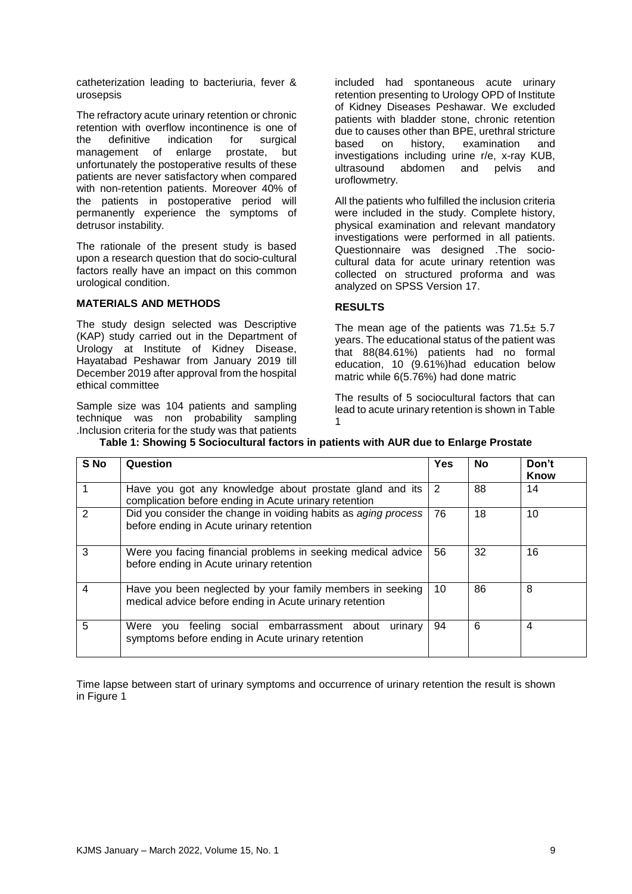catheterization leading to bacteriuria, fever & urosepsis

The refractory acute urinary retention or chronic retention with overflow incontinence is one of the definitive indication for surgical management of enlarge prostate, but unfortunately the postoperative results of these patients are never satisfactory when compared with non-retention patients. Moreover 40% of the patients in postoperative period will permanently experience the symptoms of detrusor instability.

The rationale of the present study is based upon a research question that do socio-cultural factors really have an impact on this common urological condition.

## MATERIALS AND METHODS

The study design selected was Descriptive (KAP) study carried out in the Department of Urology at Institute of Kidney Disease, Hayatabad Peshawar from January 2019 till December 2019 after approval from the hospital ethical committee

Sample size was 104 patients and sampling technique was non probability sampling .Inclusion criteria for the study was that patients included had spontaneous acute urinary retention presenting to Urology OPD of Institute of Kidney Diseases Peshawar. We excluded patients with bladder stone, chronic retention due to causes other than BPE, urethral stricture based on history, examination and investigations including urine r/e, x-ray KUB, ultrasound abdomen and pelvis and uroflowmetry.

All the patients who fulfilled the inclusion criteria were included in the study. Complete history, physical examination and relevant mandatory investigations were performed in all patients. Questionnaire was designed .The socio-cultural data for acute urinary retention was collected on structured proforma and was analyzed on SPSS Version 17.

## RESULTS

The mean age of the patients was 71.5± 5.7 years. The educational status of the patient was that 88(84.61%) patients had no formal education, 10 (9.61%)had education below matric while 6(5.76%) had done matric

The results of 5 sociocultural factors that can lead to acute urinary retention is shown in Table 1

**Table 1: Showing 5 Sociocultural factors in patients with AUR due to Enlarge Prostate**

| S No | Question | Yes | No | Don't Know |
|---|---|---|---|---|
| 1 | Have you got any knowledge about prostate gland and its complication before ending in Acute urinary retention | 2 | 88 | 14 |
| 2 | Did you consider the change in voiding habits as *aging process* before ending in Acute urinary retention | 76 | 18 | 10 |
| 3 | Were you facing financial problems in seeking medical advice before ending in Acute urinary retention | 56 | 32 | 16 |
| 4 | Have you been neglected by your family members in seeking medical advice before ending in Acute urinary retention | 10 | 86 | 8 |
| 5 | Were you feeling social embarrassment about urinary symptoms before ending in Acute urinary retention | 94 | 6 | 4 |

Time lapse between start of urinary symptoms and occurrence of urinary retention the result is shown in Figure 1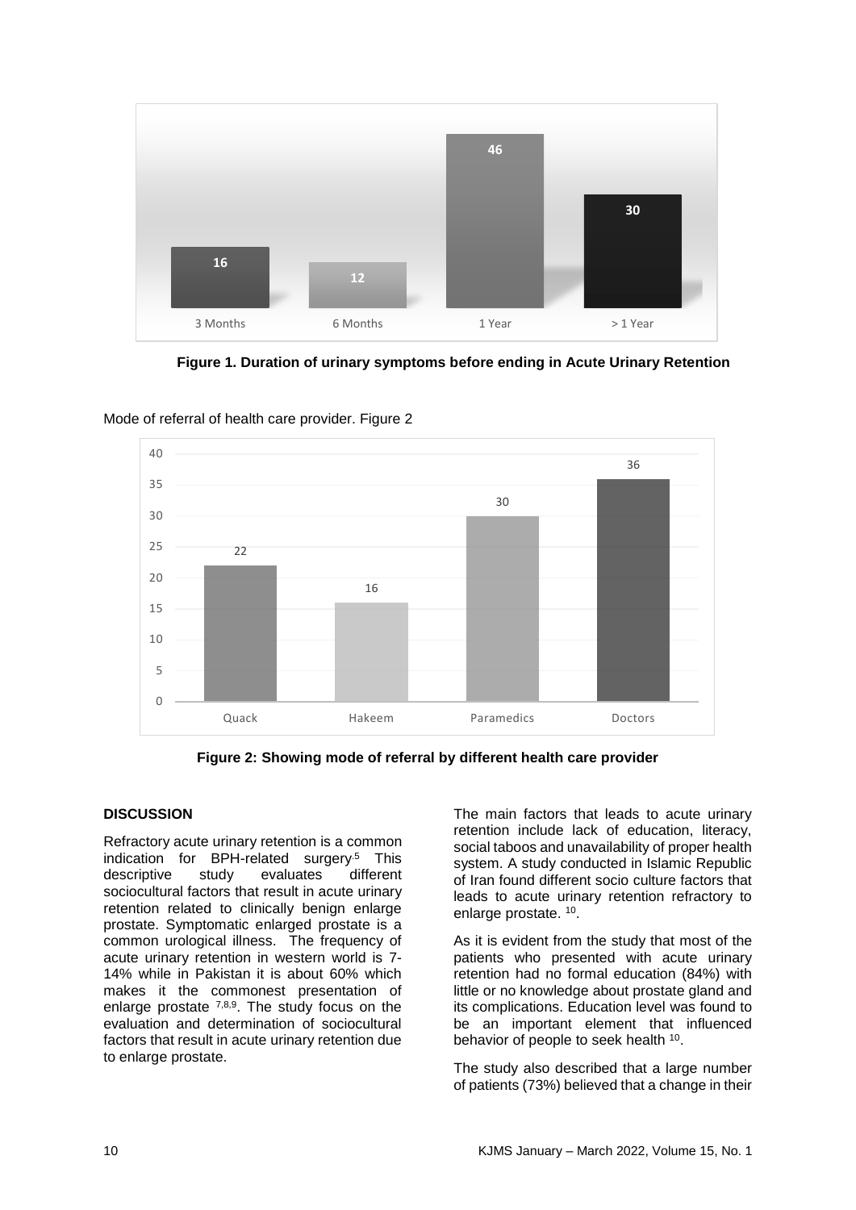**Figure 1. Duration of urinary symptoms before ending in Acute Urinary Retention**

Mode of referral of health care provider. Figure 2

**Figure 2: Showing mode of referral by different health care provider**

## DISCUSSION

Refractory acute urinary retention is a common indication for BPH-related surgery[5] This descriptive study evaluates different sociocultural factors that result in acute urinary retention related to clinically benign enlarge prostate. Symptomatic enlarged prostate is a common urological illness. The frequency of acute urinary retention in western world is 7-14% while in Pakistan it is about 60% which makes it the commonest presentation of enlarge prostate [7,8,9]. The study focus on the evaluation and determination of sociocultural factors that result in acute urinary retention due to enlarge prostate.

The main factors that leads to acute urinary retention include lack of education, literacy, social taboos and unavailability of proper health system. A study conducted in Islamic Republic of Iran found different socio culture factors that leads to acute urinary retention refractory to enlarge prostate. [10].

As it is evident from the study that most of the patients who presented with acute urinary retention had no formal education (84%) with little or no knowledge about prostate gland and its complications. Education level was found to be an important element that influenced behavior of people to seek health [10].

The study also described that a large number of patients (73%) believed that a change in their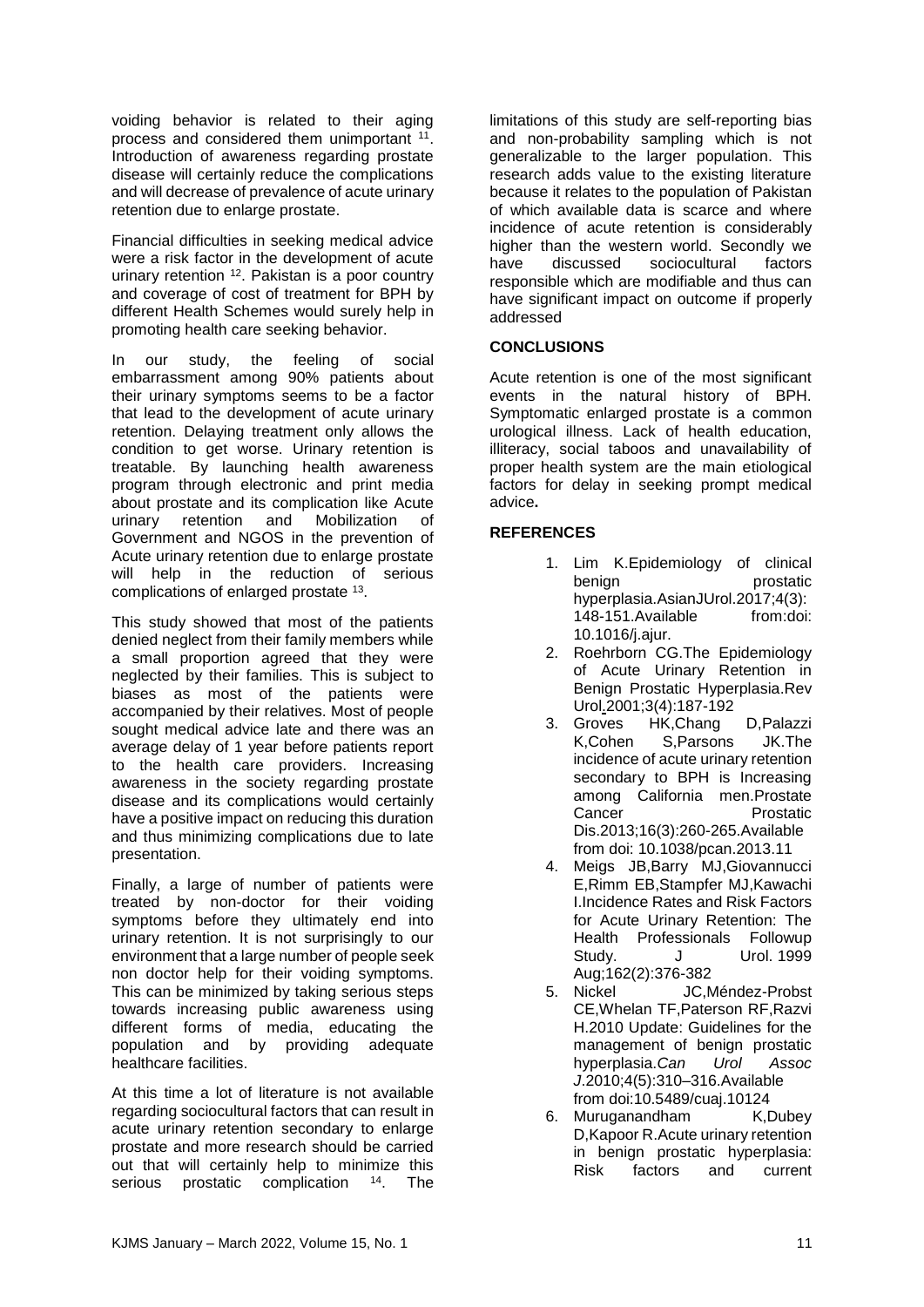voiding behavior is related to their aging process and considered them unimportant [11]. Introduction of awareness regarding prostate disease will certainly reduce the complications and will decrease of prevalence of acute urinary retention due to enlarge prostate.

Financial difficulties in seeking medical advice were a risk factor in the development of acute urinary retention [12]. Pakistan is a poor country and coverage of cost of treatment for BPH by different Health Schemes would surely help in promoting health care seeking behavior.

In our study, the feeling of social embarrassment among 90% patients about their urinary symptoms seems to be a factor that lead to the development of acute urinary retention. Delaying treatment only allows the condition to get worse. Urinary retention is treatable. By launching health awareness program through electronic and print media about prostate and its complication like Acute urinary retention and Mobilization of Government and NGOS in the prevention of Acute urinary retention due to enlarge prostate will help in the reduction of serious complications of enlarged prostate [13].

This study showed that most of the patients denied neglect from their family members while a small proportion agreed that they were neglected by their families. This is subject to biases as most of the patients were accompanied by their relatives. Most of people sought medical advice late and there was an average delay of 1 year before patients report to the health care providers. Increasing awareness in the society regarding prostate disease and its complications would certainly have a positive impact on reducing this duration and thus minimizing complications due to late presentation.

Finally, a large of number of patients were treated by non-doctor for their voiding symptoms before they ultimately end into urinary retention. It is not surprisingly to our environment that a large number of people seek non doctor help for their voiding symptoms. This can be minimized by taking serious steps towards increasing public awareness using different forms of media, educating the population and by providing adequate healthcare facilities.

At this time a lot of literature is not available regarding sociocultural factors that can result in acute urinary retention secondary to enlarge prostate and more research should be carried out that will certainly help to minimize this serious prostatic complication [14]. The limitations of this study are self-reporting bias and non-probability sampling which is not generalizable to the larger population. This research adds value to the existing literature because it relates to the population of Pakistan of which available data is scarce and where incidence of acute retention is considerably higher than the western world. Secondly we have discussed sociocultural factors responsible which are modifiable and thus can have significant impact on outcome if properly addressed

## CONCLUSIONS

Acute retention is one of the most significant events in the natural history of BPH. Symptomatic enlarged prostate is a common urological illness. Lack of health education, illiteracy, social taboos and unavailability of proper health system are the main etiological factors for delay in seeking prompt medical advice**.**

## REFERENCES

1. Lim K.Epidemiology of clinical benign prostatic hyperplasia.AsianJUrol.2017;4(3): 148-151.Available from:doi: 10.1016/j.ajur.
2. Roehrborn CG.The Epidemiology of Acute Urinary Retention in Benign Prostatic Hyperplasia.Rev Urol.2001;3(4):187-192
3. Groves HK,Chang D,Palazzi K,Cohen S,Parsons JK.The incidence of acute urinary retention secondary to BPH is Increasing among California men.Prostate Cancer Prostatic Dis.2013;16(3):260-265.Available from doi: 10.1038/pcan.2013.11
4. Meigs JB,Barry MJ,Giovannucci E,Rimm EB,Stampfer MJ,Kawachi I.Incidence Rates and Risk Factors for Acute Urinary Retention: The Health Professionals Followup Study. J Urol. 1999 Aug;162(2):376-382
5. Nickel JC,Méndez-Probst CE,Whelan TF,Paterson RF,Razvi H.2010 Update: Guidelines for the management of benign prostatic hyperplasia.*Can Urol Assoc J*.2010;4(5):310–316.Available from doi:10.5489/cuaj.10124
6. Muruganandham K,Dubey D,Kapoor R.Acute urinary retention in benign prostatic hyperplasia: Risk factors and current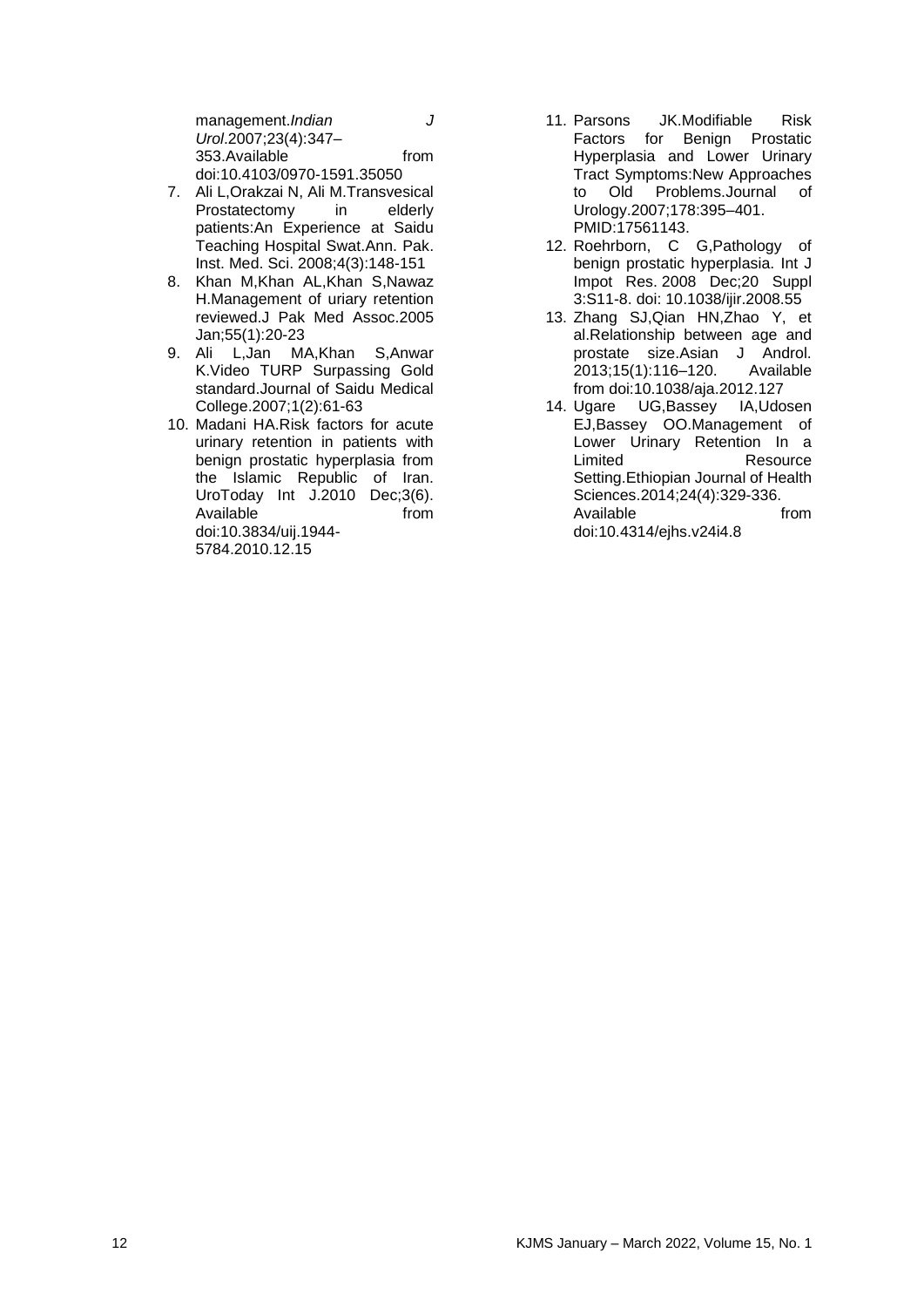management.*Indian J Urol*.2007;23(4):347–353.Available from doi:10.4103/0970-1591.35050

7. Ali L,Orakzai N, Ali M.Transvesical Prostatectomy in elderly patients:An Experience at Saidu Teaching Hospital Swat.Ann. Pak. Inst. Med. Sci. 2008;4(3):148-151
8. Khan M,Khan AL,Khan S,Nawaz H.Management of uriary retention reviewed.J Pak Med Assoc.2005 Jan;55(1):20-23
9. Ali L,Jan MA,Khan S,Anwar K.Video TURP Surpassing Gold standard.Journal of Saidu Medical College.2007;1(2):61-63
10. Madani HA.Risk factors for acute urinary retention in patients with benign prostatic hyperplasia from the Islamic Republic of Iran. UroToday Int J.2010 Dec;3(6). Available from doi:10.3834/uij.1944-5784.2010.12.15
11. Parsons JK.Modifiable Risk Factors for Benign Prostatic Hyperplasia and Lower Urinary Tract Symptoms:New Approaches to Old Problems.Journal of Urology.2007;178:395–401. PMID:17561143.
12. Roehrborn, C G,Pathology of benign prostatic hyperplasia. Int J Impot Res. 2008 Dec;20 Suppl 3:S11-8. doi: 10.1038/ijir.2008.55
13. Zhang SJ,Qian HN,Zhao Y, et al.Relationship between age and prostate size.Asian J Androl. 2013;15(1):116–120. Available from doi:10.1038/aja.2012.127
14. Ugare UG,Bassey IA,Udosen EJ,Bassey OO.Management of Lower Urinary Retention In a Limited Resource Setting.Ethiopian Journal of Health Sciences.2014;24(4):329-336. Available from doi:10.4314/ejhs.v24i4.8